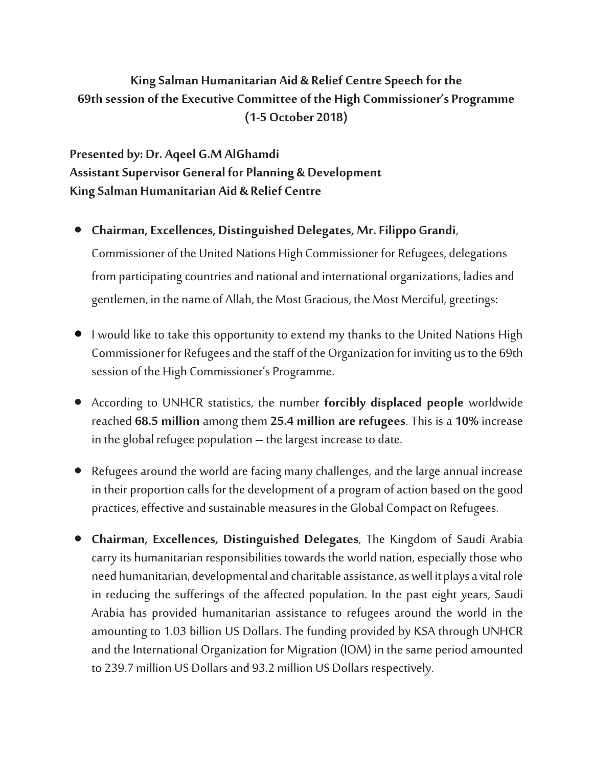**King Salman Humanitarian Aid & Relief Centre Speech for the 69th session of the Executive Committee of the High Commissioner's Programme (1-5 October 2018)**

**Presented by: Dr. Aqeel G.M AlGhamdi**
**Assistant Supervisor General for Planning & Development**
**King Salman Humanitarian Aid & Relief Centre**

- **Chairman, Excellences, Distinguished Delegates, Mr. Filippo Grandi**, Commissioner of the United Nations High Commissioner for Refugees, delegations from participating countries and national and international organizations, ladies and gentlemen, in the name of Allah, the Most Gracious, the Most Merciful, greetings:

- I would like to take this opportunity to extend my thanks to the United Nations High Commissioner for Refugees and the staff of the Organization for inviting us to the 69th session of the High Commissioner's Programme.

- According to UNHCR statistics, the number **forcibly displaced people** worldwide reached **68.5 million** among them **25.4 million are refugees**. This is a **10%** increase in the global refugee population – the largest increase to date.

- Refugees around the world are facing many challenges, and the large annual increase in their proportion calls for the development of a program of action based on the good practices, effective and sustainable measures in the Global Compact on Refugees.

- **Chairman, Excellences, Distinguished Delegates**, The Kingdom of Saudi Arabia carry its humanitarian responsibilities towards the world nation, especially those who need humanitarian, developmental and charitable assistance, as well it plays a vital role in reducing the sufferings of the affected population. In the past eight years, Saudi Arabia has provided humanitarian assistance to refugees around the world in the amounting to 1.03 billion US Dollars. The funding provided by KSA through UNHCR and the International Organization for Migration (IOM) in the same period amounted to 239.7 million US Dollars and 93.2 million US Dollars respectively.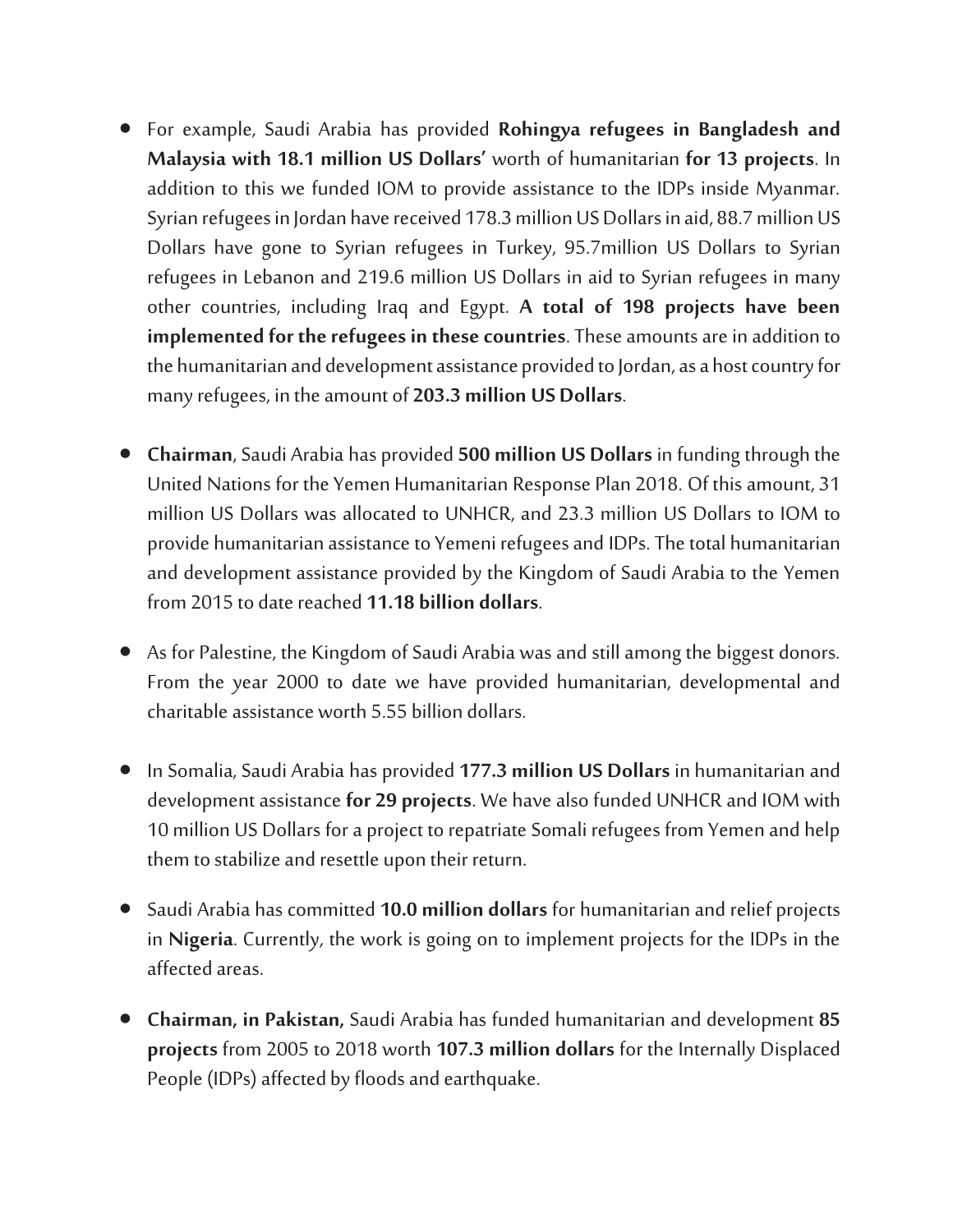- For example, Saudi Arabia has provided **Rohingya refugees in Bangladesh and Malaysia with 18.1 million US Dollars'** worth of humanitarian **for 13 projects**. In addition to this we funded IOM to provide assistance to the IDPs inside Myanmar. Syrian refugees in Jordan have received 178.3 million US Dollars in aid, 88.7 million US Dollars have gone to Syrian refugees in Turkey, 95.7million US Dollars to Syrian refugees in Lebanon and 219.6 million US Dollars in aid to Syrian refugees in many other countries, including Iraq and Egypt. **A total of 198 projects have been implemented for the refugees in these countries**. These amounts are in addition to the humanitarian and development assistance provided to Jordan, as a host country for many refugees, in the amount of **203.3 million US Dollars**.

- **Chairman**, Saudi Arabia has provided **500 million US Dollars** in funding through the United Nations for the Yemen Humanitarian Response Plan 2018. Of this amount, 31 million US Dollars was allocated to UNHCR, and 23.3 million US Dollars to IOM to provide humanitarian assistance to Yemeni refugees and IDPs. The total humanitarian and development assistance provided by the Kingdom of Saudi Arabia to the Yemen from 2015 to date reached **11.18 billion dollars**.

- As for Palestine, the Kingdom of Saudi Arabia was and still among the biggest donors. From the year 2000 to date we have provided humanitarian, developmental and charitable assistance worth 5.55 billion dollars.

- In Somalia, Saudi Arabia has provided **177.3 million US Dollars** in humanitarian and development assistance **for 29 projects**. We have also funded UNHCR and IOM with 10 million US Dollars for a project to repatriate Somali refugees from Yemen and help them to stabilize and resettle upon their return.

- Saudi Arabia has committed **10.0 million dollars** for humanitarian and relief projects in **Nigeria**. Currently, the work is going on to implement projects for the IDPs in the affected areas.

- **Chairman, in Pakistan,** Saudi Arabia has funded humanitarian and development **85 projects** from 2005 to 2018 worth **107.3 million dollars** for the Internally Displaced People (IDPs) affected by floods and earthquake.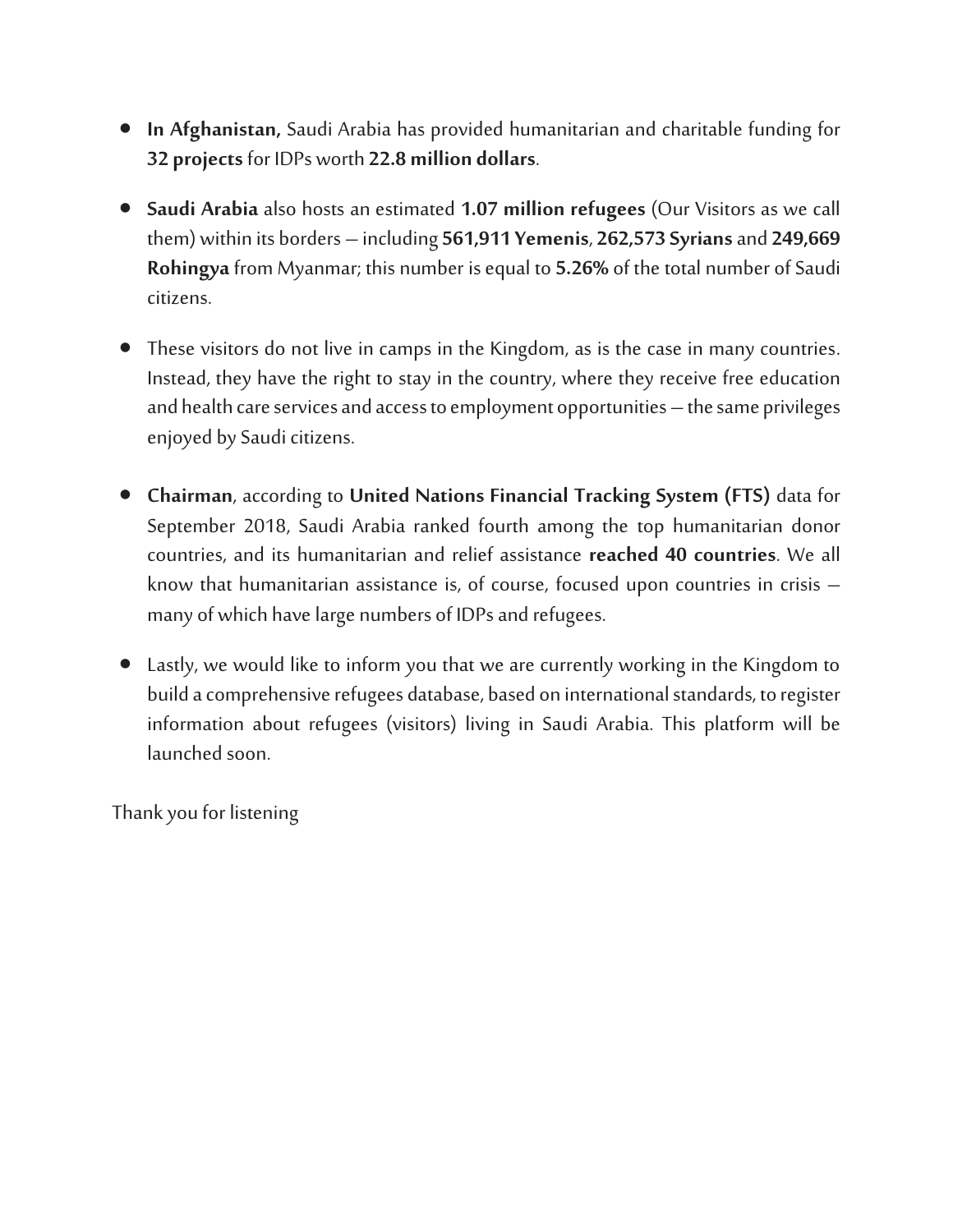- **In Afghanistan,** Saudi Arabia has provided humanitarian and charitable funding for **32 projects** for IDPs worth **22.8 million dollars**.

- **Saudi Arabia** also hosts an estimated **1.07 million refugees** (Our Visitors as we call them) within its borders – including **561,911 Yemenis**, **262,573 Syrians** and **249,669 Rohingya** from Myanmar; this number is equal to **5.26%** of the total number of Saudi citizens.

- These visitors do not live in camps in the Kingdom, as is the case in many countries. Instead, they have the right to stay in the country, where they receive free education and health care services and access to employment opportunities – the same privileges enjoyed by Saudi citizens.

- **Chairman**, according to **United Nations Financial Tracking System (FTS)** data for September 2018, Saudi Arabia ranked fourth among the top humanitarian donor countries, and its humanitarian and relief assistance **reached 40 countries**. We all know that humanitarian assistance is, of course, focused upon countries in crisis – many of which have large numbers of IDPs and refugees.

- Lastly, we would like to inform you that we are currently working in the Kingdom to build a comprehensive refugees database, based on international standards, to register information about refugees (visitors) living in Saudi Arabia. This platform will be launched soon.

Thank you for listening